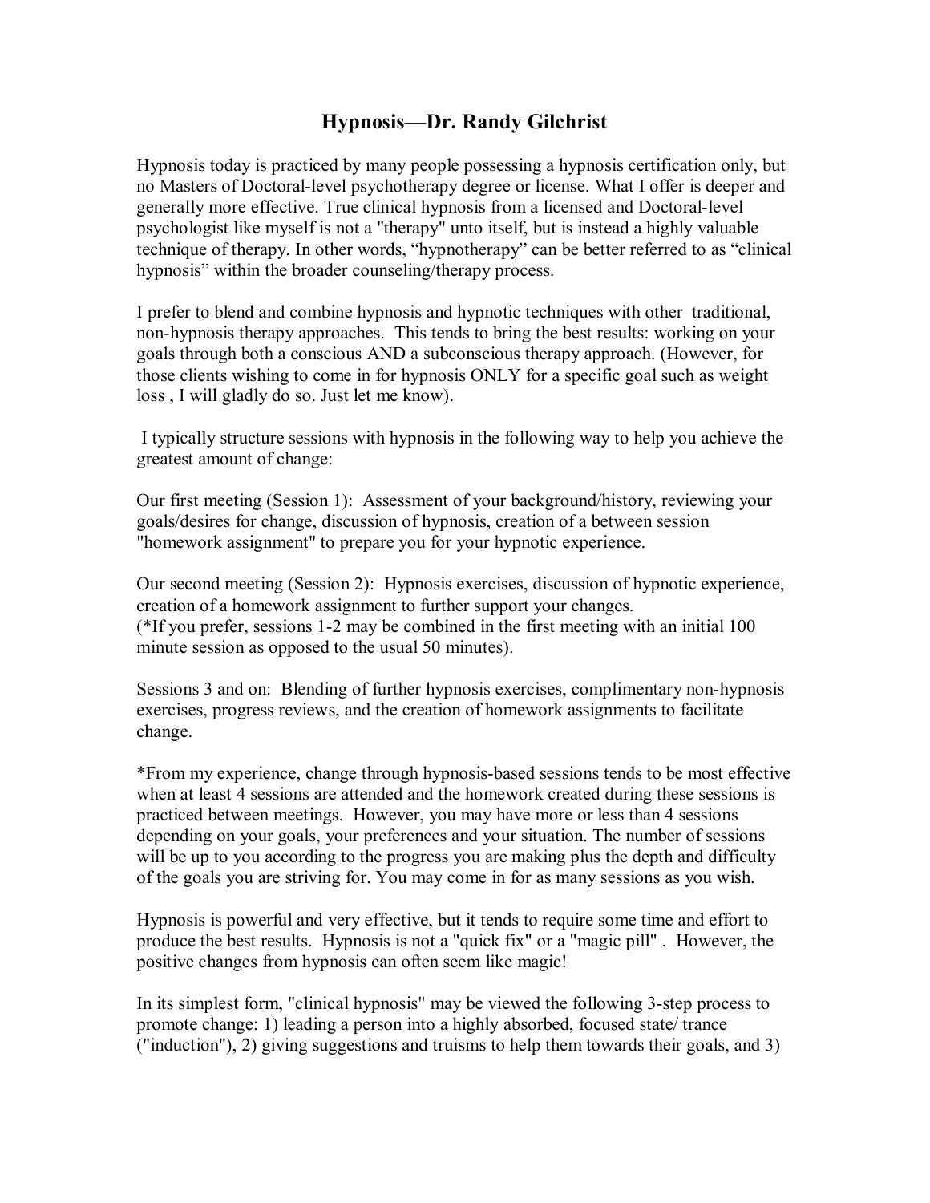# Hypnosis—Dr. Randy Gilchrist

Hypnosis today is practiced by many people possessing a hypnosis certification only, but no Masters of Doctoral-level psychotherapy degree or license. What I offer is deeper and generally more effective. True clinical hypnosis from a licensed and Doctoral-level psychologist like myself is not a "therapy" unto itself, but is instead a highly valuable technique of therapy. In other words, “hypnotherapy” can be better referred to as “clinical hypnosis” within the broader counseling/therapy process.

I prefer to blend and combine hypnosis and hypnotic techniques with other traditional, non-hypnosis therapy approaches. This tends to bring the best results: working on your goals through both a conscious AND a subconscious therapy approach. (However, for those clients wishing to come in for hypnosis ONLY for a specific goal such as weight loss , I will gladly do so. Just let me know).

I typically structure sessions with hypnosis in the following way to help you achieve the greatest amount of change:

Our first meeting (Session 1): Assessment of your background/history, reviewing your goals/desires for change, discussion of hypnosis, creation of a between session "homework assignment" to prepare you for your hypnotic experience.

Our second meeting (Session 2): Hypnosis exercises, discussion of hypnotic experience, creation of a homework assignment to further support your changes.
(*If you prefer, sessions 1-2 may be combined in the first meeting with an initial 100 minute session as opposed to the usual 50 minutes).

Sessions 3 and on: Blending of further hypnosis exercises, complimentary non-hypnosis exercises, progress reviews, and the creation of homework assignments to facilitate change.

*From my experience, change through hypnosis-based sessions tends to be most effective when at least 4 sessions are attended and the homework created during these sessions is practiced between meetings. However, you may have more or less than 4 sessions depending on your goals, your preferences and your situation. The number of sessions will be up to you according to the progress you are making plus the depth and difficulty of the goals you are striving for. You may come in for as many sessions as you wish.

Hypnosis is powerful and very effective, but it tends to require some time and effort to produce the best results. Hypnosis is not a "quick fix" or a "magic pill" . However, the positive changes from hypnosis can often seem like magic!

In its simplest form, "clinical hypnosis" may be viewed the following 3-step process to promote change: 1) leading a person into a highly absorbed, focused state/ trance ("induction"), 2) giving suggestions and truisms to help them towards their goals, and 3)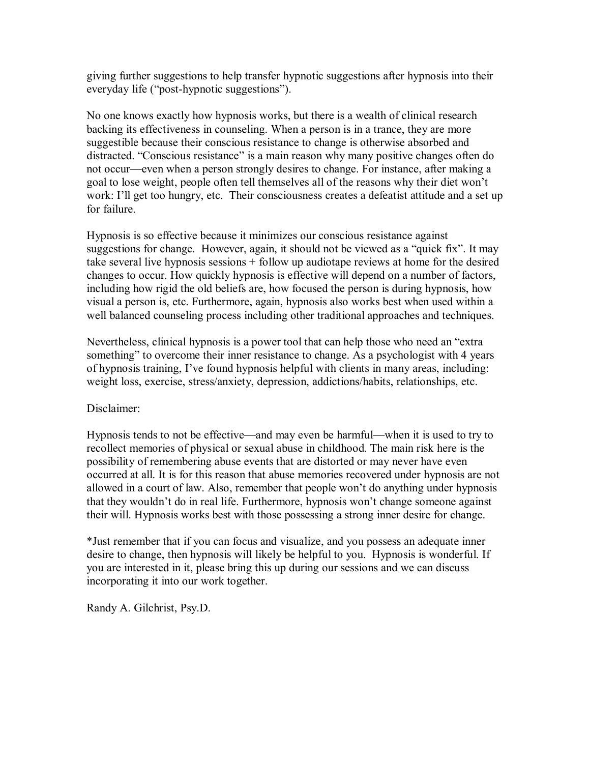giving further suggestions to help transfer hypnotic suggestions after hypnosis into their everyday life ("post-hypnotic suggestions").

No one knows exactly how hypnosis works, but there is a wealth of clinical research backing its effectiveness in counseling. When a person is in a trance, they are more suggestible because their conscious resistance to change is otherwise absorbed and distracted. "Conscious resistance" is a main reason why many positive changes often do not occur—even when a person strongly desires to change. For instance, after making a goal to lose weight, people often tell themselves all of the reasons why their diet won't work: I'll get too hungry, etc. Their consciousness creates a defeatist attitude and a set up for failure.

Hypnosis is so effective because it minimizes our conscious resistance against suggestions for change. However, again, it should not be viewed as a "quick fix". It may take several live hypnosis sessions + follow up audiotape reviews at home for the desired changes to occur. How quickly hypnosis is effective will depend on a number of factors, including how rigid the old beliefs are, how focused the person is during hypnosis, how visual a person is, etc. Furthermore, again, hypnosis also works best when used within a well balanced counseling process including other traditional approaches and techniques.

Nevertheless, clinical hypnosis is a power tool that can help those who need an "extra something" to overcome their inner resistance to change. As a psychologist with 4 years of hypnosis training, I've found hypnosis helpful with clients in many areas, including: weight loss, exercise, stress/anxiety, depression, addictions/habits, relationships, etc.

Disclaimer:

Hypnosis tends to not be effective—and may even be harmful—when it is used to try to recollect memories of physical or sexual abuse in childhood. The main risk here is the possibility of remembering abuse events that are distorted or may never have even occurred at all. It is for this reason that abuse memories recovered under hypnosis are not allowed in a court of law. Also, remember that people won't do anything under hypnosis that they wouldn't do in real life. Furthermore, hypnosis won't change someone against their will. Hypnosis works best with those possessing a strong inner desire for change.

*Just remember that if you can focus and visualize, and you possess an adequate inner desire to change, then hypnosis will likely be helpful to you. Hypnosis is wonderful. If you are interested in it, please bring this up during our sessions and we can discuss incorporating it into our work together.

Randy A. Gilchrist, Psy.D.